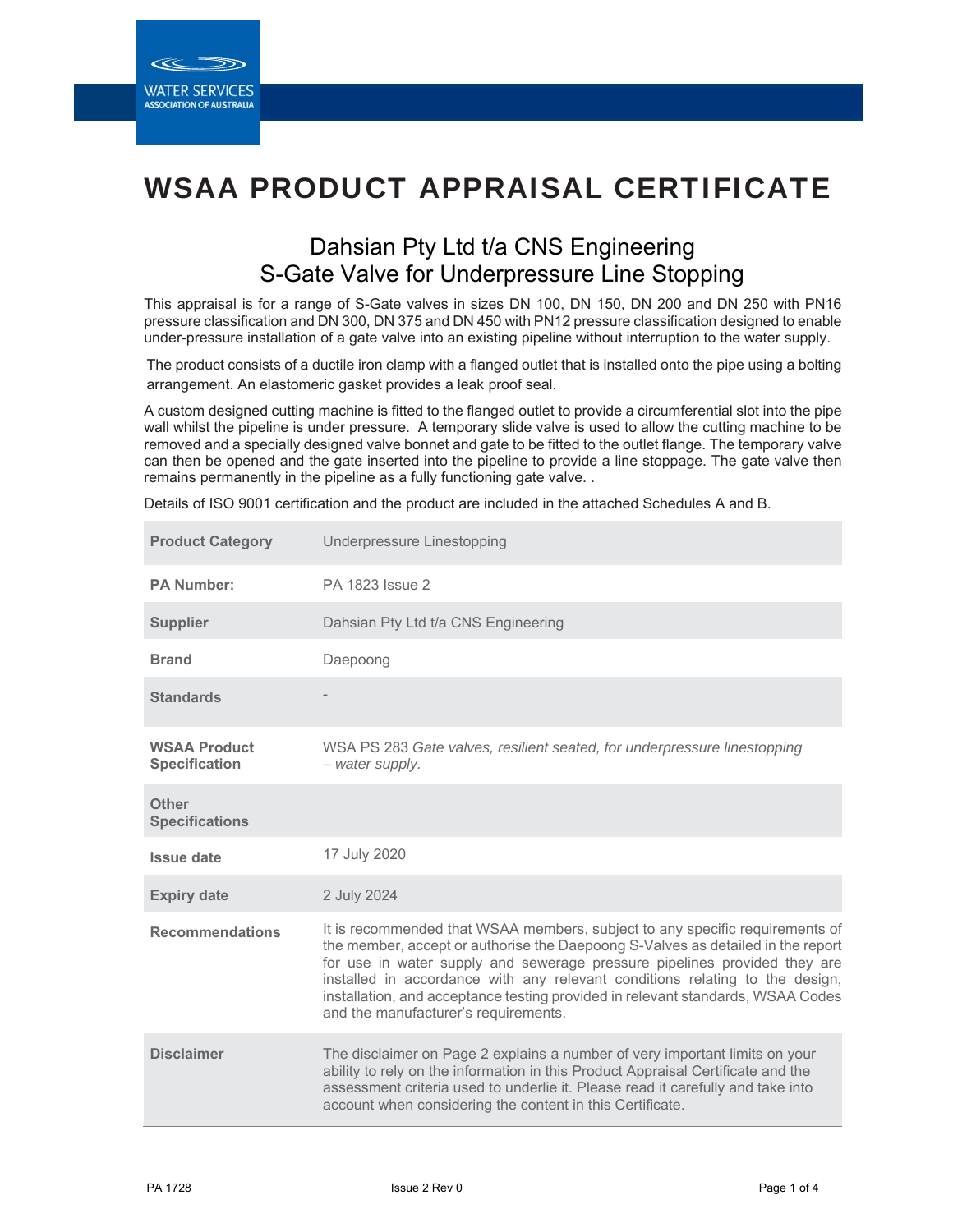# WSAA PRODUCT APPRAISAL CERTIFICATE

## Dahsian Pty Ltd t/a CNS Engineering
## S-Gate Valve for Underpressure Line Stopping

This appraisal is for a range of S-Gate valves in sizes DN 100, DN 150, DN 200 and DN 250 with PN16 pressure classification and DN 300, DN 375 and DN 450 with PN12 pressure classification designed to enable under-pressure installation of a gate valve into an existing pipeline without interruption to the water supply.

The product consists of a ductile iron clamp with a flanged outlet that is installed onto the pipe using a bolting arrangement. An elastomeric gasket provides a leak proof seal.

A custom designed cutting machine is fitted to the flanged outlet to provide a circumferential slot into the pipe wall whilst the pipeline is under pressure. A temporary slide valve is used to allow the cutting machine to be removed and a specially designed valve bonnet and gate to be fitted to the outlet flange. The temporary valve can then be opened and the gate inserted into the pipeline to provide a line stoppage. The gate valve then remains permanently in the pipeline as a fully functioning gate valve. .

Details of ISO 9001 certification and the product are included in the attached Schedules A and B.

| | |
|---|---|
| **Product Category** | Underpressure Linestopping |
| **PA Number:** | PA 1823 Issue 2 |
| **Supplier** | Dahsian Pty Ltd t/a CNS Engineering |
| **Brand** | Daepoong |
| **Standards** | - |
| **WSAA Product Specification** | WSA PS 283 *Gate valves, resilient seated, for underpressure linestopping – water supply.* |
| **Other Specifications** | |
| **Issue date** | 17 July 2020 |
| **Expiry date** | 2 July 2024 |
| **Recommendations** | It is recommended that WSAA members, subject to any specific requirements of the member, accept or authorise the Daepoong S-Valves as detailed in the report for use in water supply and sewerage pressure pipelines provided they are installed in accordance with any relevant conditions relating to the design, installation, and acceptance testing provided in relevant standards, WSAA Codes and the manufacturer's requirements. |
| **Disclaimer** | The disclaimer on Page 2 explains a number of very important limits on your ability to rely on the information in this Product Appraisal Certificate and the assessment criteria used to underlie it. Please read it carefully and take into account when considering the content in this Certificate. |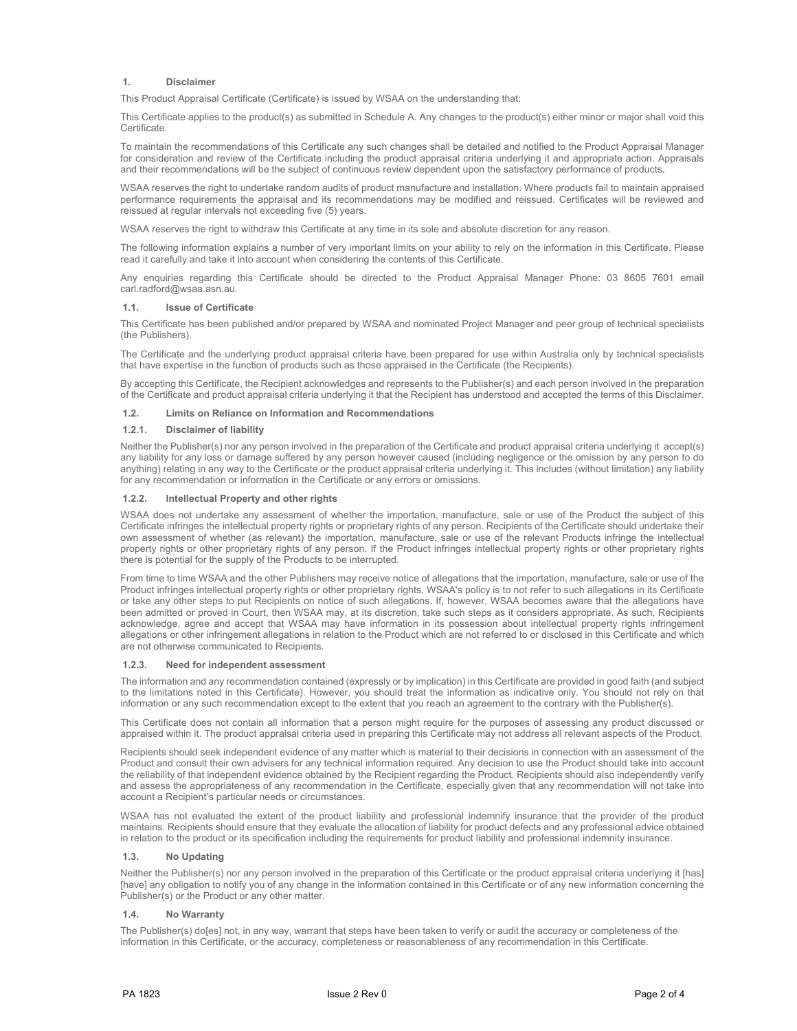## 1. Disclaimer

This Product Appraisal Certificate (Certificate) is issued by WSAA on the understanding that:

This Certificate applies to the product(s) as submitted in Schedule A. Any changes to the product(s) either minor or major shall void this Certificate.

To maintain the recommendations of this Certificate any such changes shall be detailed and notified to the Product Appraisal Manager for consideration and review of the Certificate including the product appraisal criteria underlying it and appropriate action. Appraisals and their recommendations will be the subject of continuous review dependent upon the satisfactory performance of products.

WSAA reserves the right to undertake random audits of product manufacture and installation. Where products fail to maintain appraised performance requirements the appraisal and its recommendations may be modified and reissued. Certificates will be reviewed and reissued at regular intervals not exceeding five (5) years.

WSAA reserves the right to withdraw this Certificate at any time in its sole and absolute discretion for any reason.

The following information explains a number of very important limits on your ability to rely on the information in this Certificate. Please read it carefully and take it into account when considering the contents of this Certificate.

Any enquiries regarding this Certificate should be directed to the Product Appraisal Manager Phone: 03 8605 7601 email carl.radford@wsaa.asn.au.

### 1.1. Issue of Certificate

This Certificate has been published and/or prepared by WSAA and nominated Project Manager and peer group of technical specialists (the Publishers).

The Certificate and the underlying product appraisal criteria have been prepared for use within Australia only by technical specialists that have expertise in the function of products such as those appraised in the Certificate (the Recipients).

By accepting this Certificate, the Recipient acknowledges and represents to the Publisher(s) and each person involved in the preparation of the Certificate and product appraisal criteria underlying it that the Recipient has understood and accepted the terms of this Disclaimer.

### 1.2. Limits on Reliance on Information and Recommendations

#### 1.2.1. Disclaimer of liability

Neither the Publisher(s) nor any person involved in the preparation of the Certificate and product appraisal criteria underlying it accept(s) any liability for any loss or damage suffered by any person however caused (including negligence or the omission by any person to do anything) relating in any way to the Certificate or the product appraisal criteria underlying it. This includes (without limitation) any liability for any recommendation or information in the Certificate or any errors or omissions.

#### 1.2.2. Intellectual Property and other rights

WSAA does not undertake any assessment of whether the importation, manufacture, sale or use of the Product the subject of this Certificate infringes the intellectual property rights or proprietary rights of any person. Recipients of the Certificate should undertake their own assessment of whether (as relevant) the importation, manufacture, sale or use of the relevant Products infringe the intellectual property rights or other proprietary rights of any person. If the Product infringes intellectual property rights or other proprietary rights there is potential for the supply of the Products to be interrupted.

From time to time WSAA and the other Publishers may receive notice of allegations that the importation, manufacture, sale or use of the Product infringes intellectual property rights or other proprietary rights. WSAA's policy is to not refer to such allegations in its Certificate or take any other steps to put Recipients on notice of such allegations. If, however, WSAA becomes aware that the allegations have been admitted or proved in Court, then WSAA may, at its discretion, take such steps as it considers appropriate. As such, Recipients acknowledge, agree and accept that WSAA may have information in its possession about intellectual property rights infringement allegations or other infringement allegations in relation to the Product which are not referred to or disclosed in this Certificate and which are not otherwise communicated to Recipients.

#### 1.2.3. Need for independent assessment

The information and any recommendation contained (expressly or by implication) in this Certificate are provided in good faith (and subject to the limitations noted in this Certificate). However, you should treat the information as indicative only. You should not rely on that information or any such recommendation except to the extent that you reach an agreement to the contrary with the Publisher(s).

This Certificate does not contain all information that a person might require for the purposes of assessing any product discussed or appraised within it. The product appraisal criteria used in preparing this Certificate may not address all relevant aspects of the Product.

Recipients should seek independent evidence of any matter which is material to their decisions in connection with an assessment of the Product and consult their own advisers for any technical information required. Any decision to use the Product should take into account the reliability of that independent evidence obtained by the Recipient regarding the Product. Recipients should also independently verify and assess the appropriateness of any recommendation in the Certificate, especially given that any recommendation will not take into account a Recipient's particular needs or circumstances.

WSAA has not evaluated the extent of the product liability and professional indemnify insurance that the provider of the product maintains. Recipients should ensure that they evaluate the allocation of liability for product defects and any professional advice obtained in relation to the product or its specification including the requirements for product liability and professional indemnity insurance.

### 1.3. No Updating

Neither the Publisher(s) nor any person involved in the preparation of this Certificate or the product appraisal criteria underlying it [has] [have] any obligation to notify you of any change in the information contained in this Certificate or of any new information concerning the Publisher(s) or the Product or any other matter.

### 1.4. No Warranty

The Publisher(s) do[es] not, in any way, warrant that steps have been taken to verify or audit the accuracy or completeness of the information in this Certificate, or the accuracy, completeness or reasonableness of any recommendation in this Certificate.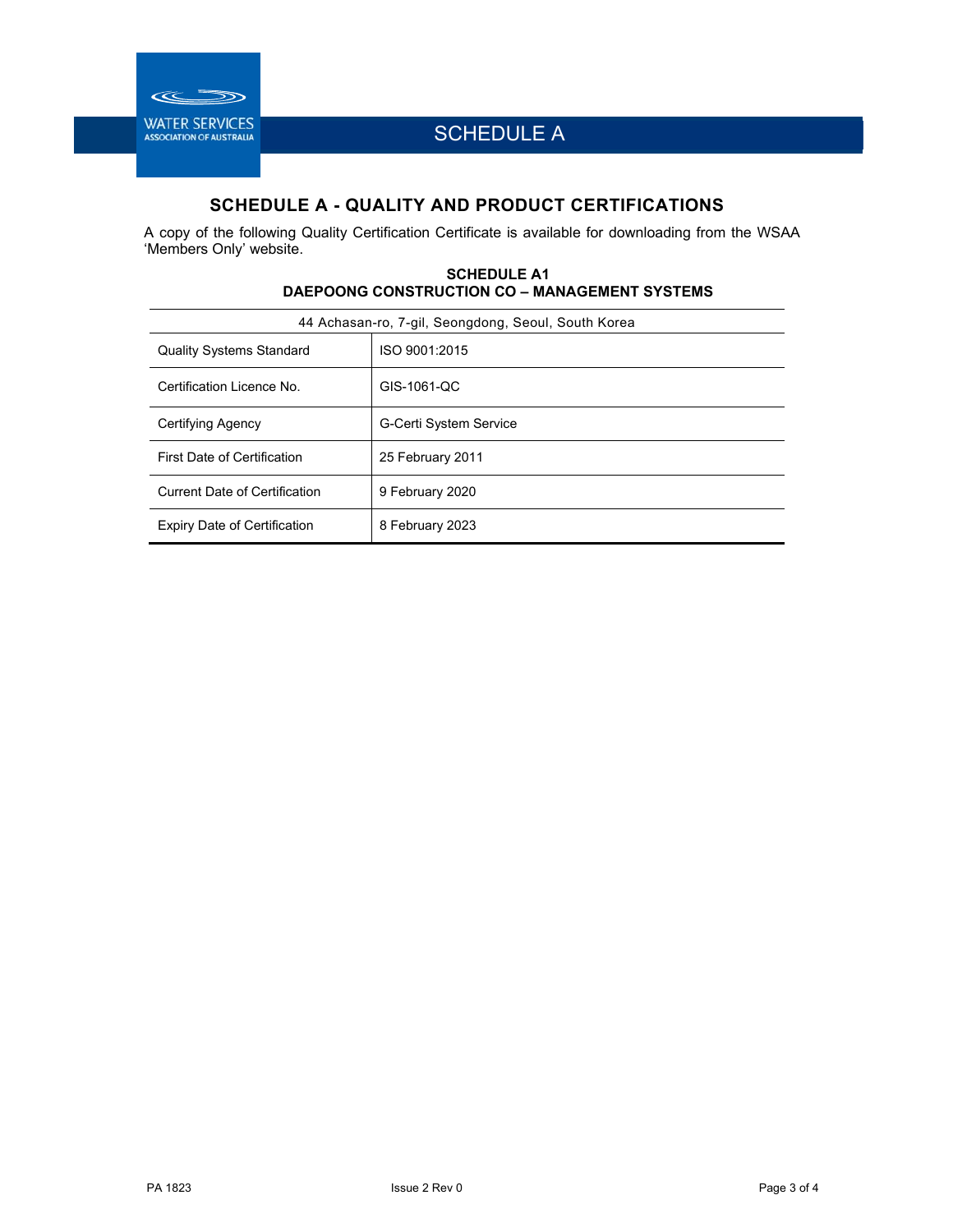## SCHEDULE A - QUALITY AND PRODUCT CERTIFICATIONS

A copy of the following Quality Certification Certificate is available for downloading from the WSAA 'Members Only' website.

### SCHEDULE A1
### DAEPOONG CONSTRUCTION CO – MANAGEMENT SYSTEMS

| 44 Achasan-ro, 7-gil, Seongdong, Seoul, South Korea | |
|---|---|
| Quality Systems Standard | ISO 9001:2015 |
| Certification Licence No. | GIS-1061-QC |
| Certifying Agency | G-Certi System Service |
| First Date of Certification | 25 February 2011 |
| Current Date of Certification | 9 February 2020 |
| Expiry Date of Certification | 8 February 2023 |